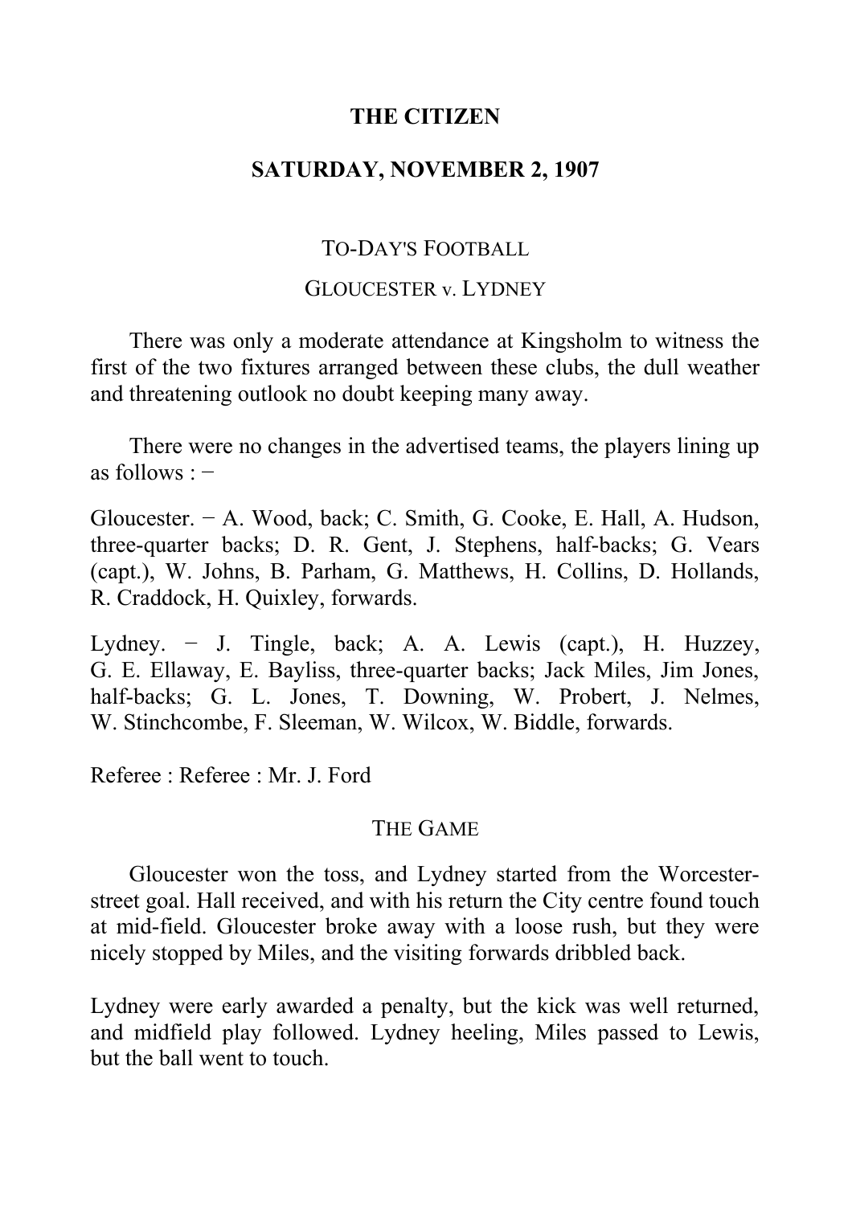**THE CITIZEN**

**SATURDAY, NOVEMBER 2, 1907**

TO-DAY'S FOOTBALL

GLOUCESTER v. LYDNEY

There was only a moderate attendance at Kingsholm to witness the first of the two fixtures arranged between these clubs, the dull weather and threatening outlook no doubt keeping many away.

There were no changes in the advertised teams, the players lining up as follows : −

Gloucester. − A. Wood, back; C. Smith, G. Cooke, E. Hall, A. Hudson, three-quarter backs; D. R. Gent, J. Stephens, half-backs; G. Vears (capt.), W. Johns, B. Parham, G. Matthews, H. Collins, D. Hollands, R. Craddock, H. Quixley, forwards.

Lydney. − J. Tingle, back; A. A. Lewis (capt.), H. Huzzey, G. E. Ellaway, E. Bayliss, three-quarter backs; Jack Miles, Jim Jones, half-backs; G. L. Jones, T. Downing, W. Probert, J. Nelmes, W. Stinchcombe, F. Sleeman, W. Wilcox, W. Biddle, forwards.

Referee : Referee : Mr. J. Ford

THE GAME

Gloucester won the toss, and Lydney started from the Worcester-street goal. Hall received, and with his return the City centre found touch at mid-field. Gloucester broke away with a loose rush, but they were nicely stopped by Miles, and the visiting forwards dribbled back.

Lydney were early awarded a penalty, but the kick was well returned, and midfield play followed. Lydney heeling, Miles passed to Lewis, but the ball went to touch.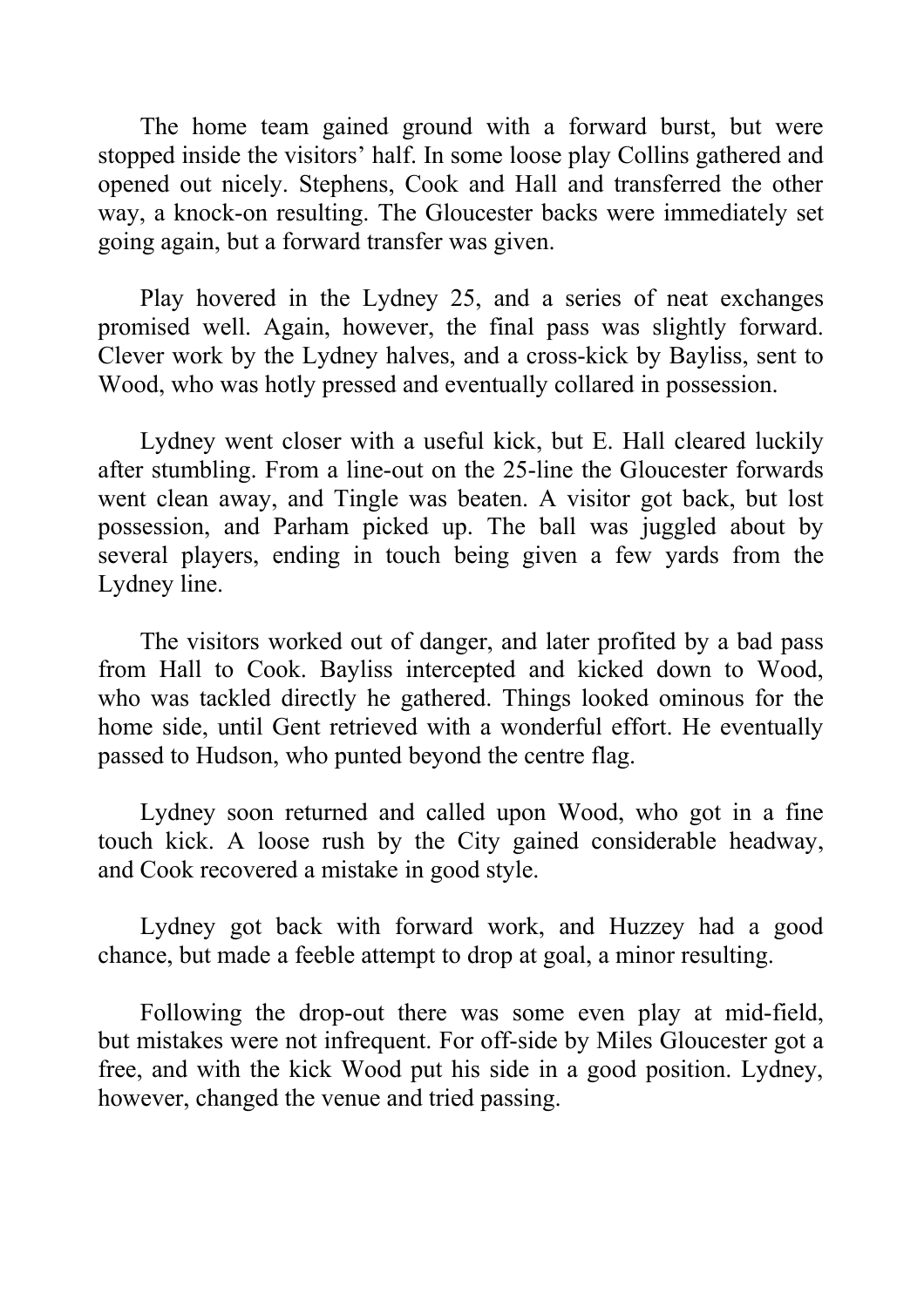The home team gained ground with a forward burst, but were stopped inside the visitors' half. In some loose play Collins gathered and opened out nicely. Stephens, Cook and Hall and transferred the other way, a knock-on resulting. The Gloucester backs were immediately set going again, but a forward transfer was given.

Play hovered in the Lydney 25, and a series of neat exchanges promised well. Again, however, the final pass was slightly forward. Clever work by the Lydney halves, and a cross-kick by Bayliss, sent to Wood, who was hotly pressed and eventually collared in possession.

Lydney went closer with a useful kick, but E. Hall cleared luckily after stumbling. From a line-out on the 25-line the Gloucester forwards went clean away, and Tingle was beaten. A visitor got back, but lost possession, and Parham picked up. The ball was juggled about by several players, ending in touch being given a few yards from the Lydney line.

The visitors worked out of danger, and later profited by a bad pass from Hall to Cook. Bayliss intercepted and kicked down to Wood, who was tackled directly he gathered. Things looked ominous for the home side, until Gent retrieved with a wonderful effort. He eventually passed to Hudson, who punted beyond the centre flag.

Lydney soon returned and called upon Wood, who got in a fine touch kick. A loose rush by the City gained considerable headway, and Cook recovered a mistake in good style.

Lydney got back with forward work, and Huzzey had a good chance, but made a feeble attempt to drop at goal, a minor resulting.

Following the drop-out there was some even play at mid-field, but mistakes were not infrequent. For off-side by Miles Gloucester got a free, and with the kick Wood put his side in a good position. Lydney, however, changed the venue and tried passing.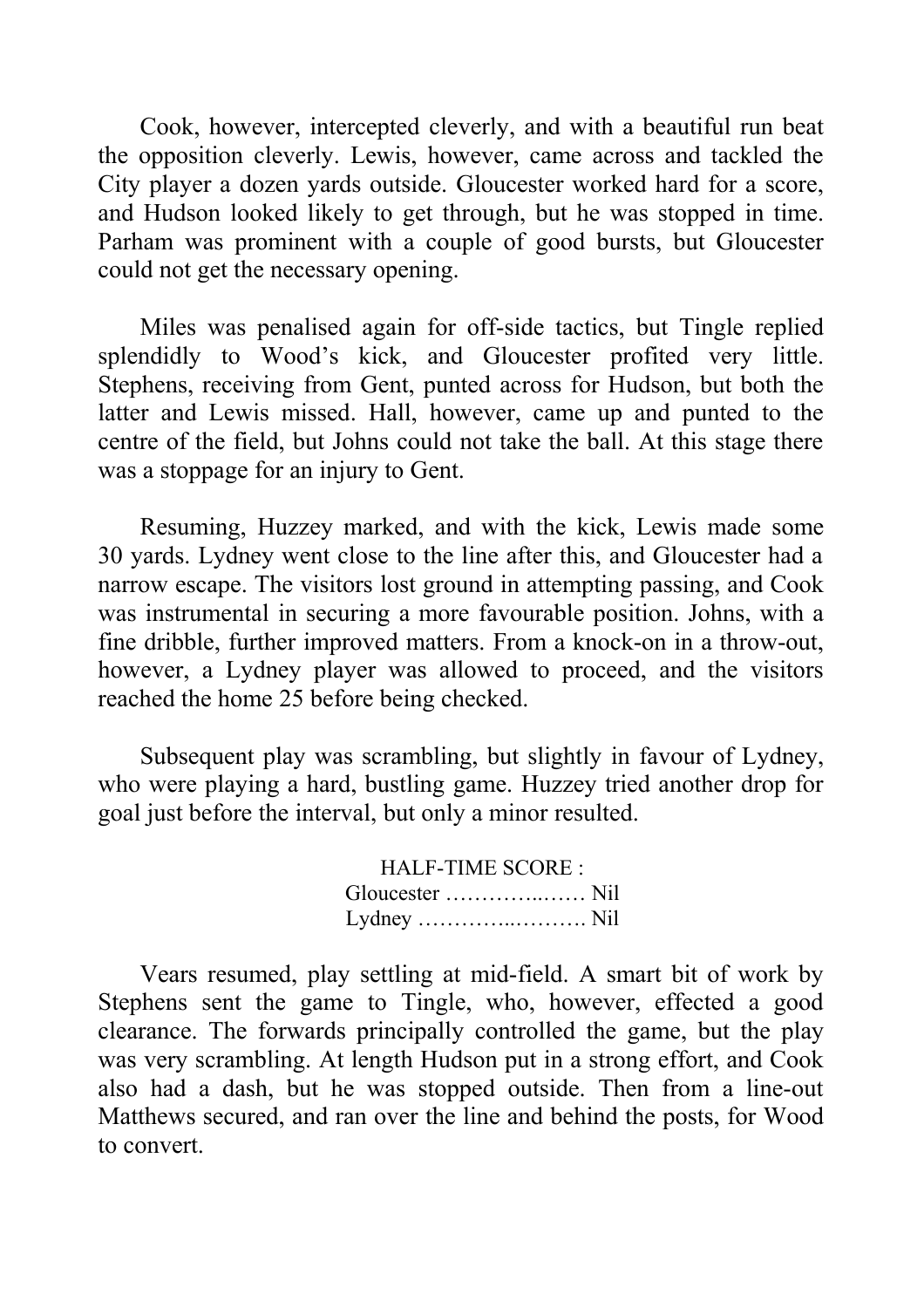Cook, however, intercepted cleverly, and with a beautiful run beat the opposition cleverly. Lewis, however, came across and tackled the City player a dozen yards outside. Gloucester worked hard for a score, and Hudson looked likely to get through, but he was stopped in time. Parham was prominent with a couple of good bursts, but Gloucester could not get the necessary opening.

Miles was penalised again for off-side tactics, but Tingle replied splendidly to Wood's kick, and Gloucester profited very little. Stephens, receiving from Gent, punted across for Hudson, but both the latter and Lewis missed. Hall, however, came up and punted to the centre of the field, but Johns could not take the ball. At this stage there was a stoppage for an injury to Gent.

Resuming, Huzzey marked, and with the kick, Lewis made some 30 yards. Lydney went close to the line after this, and Gloucester had a narrow escape. The visitors lost ground in attempting passing, and Cook was instrumental in securing a more favourable position. Johns, with a fine dribble, further improved matters. From a knock-on in a throw-out, however, a Lydney player was allowed to proceed, and the visitors reached the home 25 before being checked.

Subsequent play was scrambling, but slightly in favour of Lydney, who were playing a hard, bustling game. Huzzey tried another drop for goal just before the interval, but only a minor resulted.

HALF-TIME SCORE :
Gloucester …………..…… Nil
Lydney …………..………. Nil

Vears resumed, play settling at mid-field. A smart bit of work by Stephens sent the game to Tingle, who, however, effected a good clearance. The forwards principally controlled the game, but the play was very scrambling. At length Hudson put in a strong effort, and Cook also had a dash, but he was stopped outside. Then from a line-out Matthews secured, and ran over the line and behind the posts, for Wood to convert.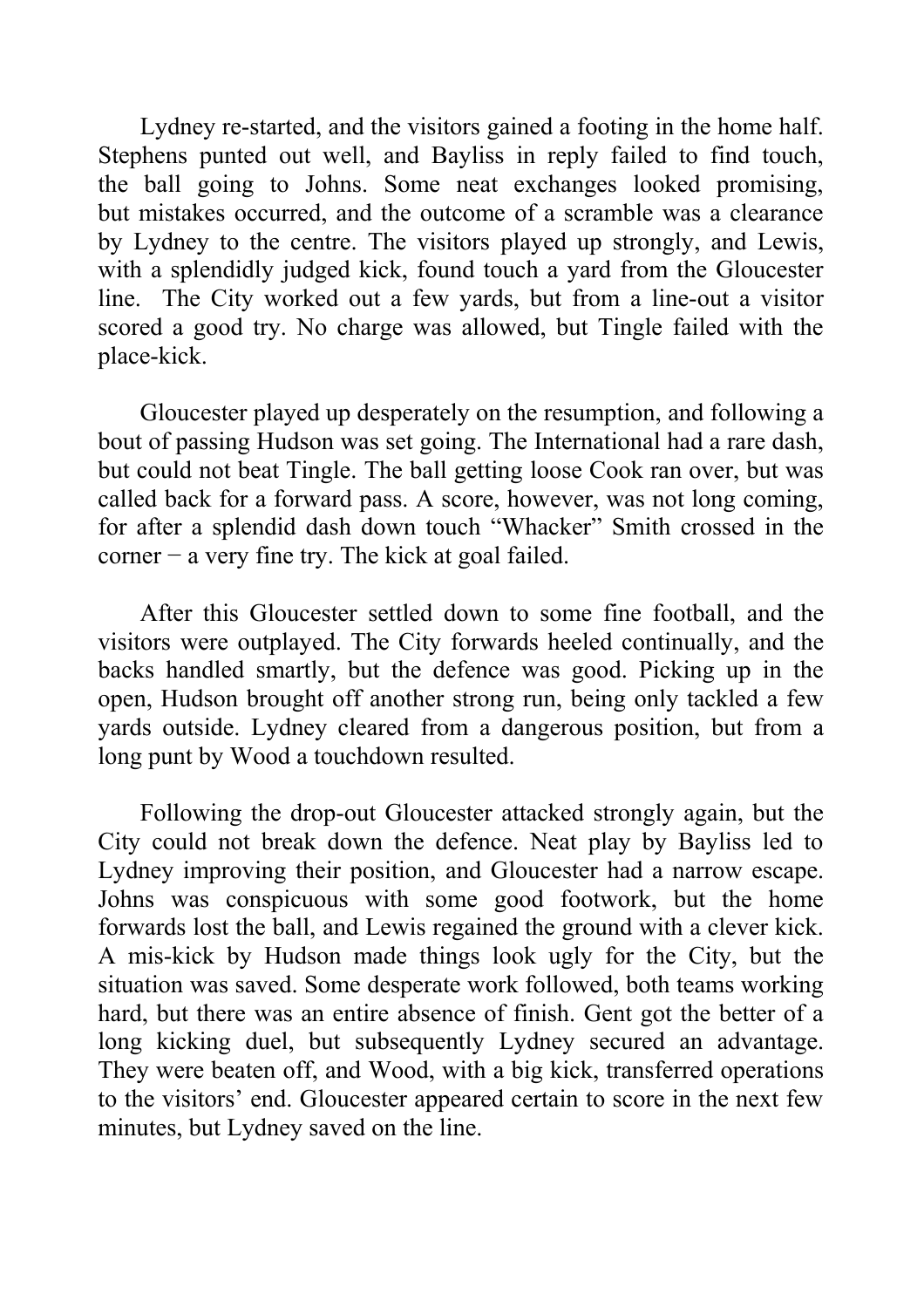Lydney re-started, and the visitors gained a footing in the home half. Stephens punted out well, and Bayliss in reply failed to find touch, the ball going to Johns. Some neat exchanges looked promising, but mistakes occurred, and the outcome of a scramble was a clearance by Lydney to the centre. The visitors played up strongly, and Lewis, with a splendidly judged kick, found touch a yard from the Gloucester line. The City worked out a few yards, but from a line-out a visitor scored a good try. No charge was allowed, but Tingle failed with the place-kick.

Gloucester played up desperately on the resumption, and following a bout of passing Hudson was set going. The International had a rare dash, but could not beat Tingle. The ball getting loose Cook ran over, but was called back for a forward pass. A score, however, was not long coming, for after a splendid dash down touch "Whacker" Smith crossed in the corner − a very fine try. The kick at goal failed.

After this Gloucester settled down to some fine football, and the visitors were outplayed. The City forwards heeled continually, and the backs handled smartly, but the defence was good. Picking up in the open, Hudson brought off another strong run, being only tackled a few yards outside. Lydney cleared from a dangerous position, but from a long punt by Wood a touchdown resulted.

Following the drop-out Gloucester attacked strongly again, but the City could not break down the defence. Neat play by Bayliss led to Lydney improving their position, and Gloucester had a narrow escape. Johns was conspicuous with some good footwork, but the home forwards lost the ball, and Lewis regained the ground with a clever kick. A mis-kick by Hudson made things look ugly for the City, but the situation was saved. Some desperate work followed, both teams working hard, but there was an entire absence of finish. Gent got the better of a long kicking duel, but subsequently Lydney secured an advantage. They were beaten off, and Wood, with a big kick, transferred operations to the visitors' end. Gloucester appeared certain to score in the next few minutes, but Lydney saved on the line.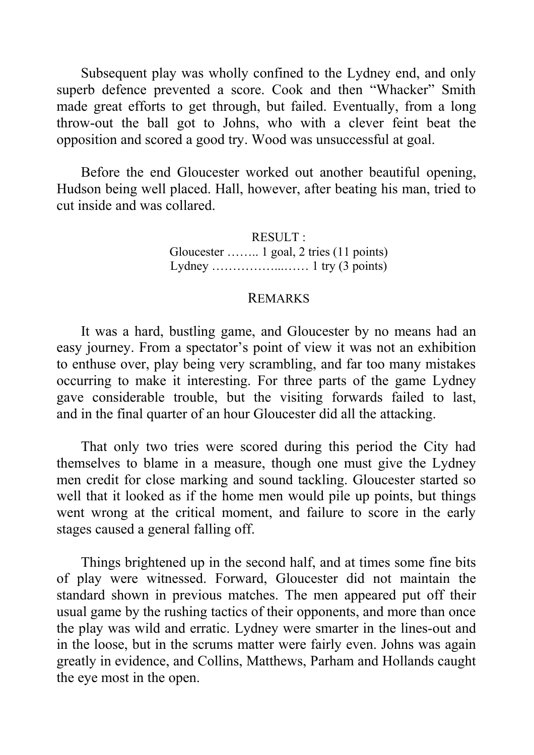Subsequent play was wholly confined to the Lydney end, and only superb defence prevented a score. Cook and then "Whacker" Smith made great efforts to get through, but failed. Eventually, from a long throw-out the ball got to Johns, who with a clever feint beat the opposition and scored a good try. Wood was unsuccessful at goal.

Before the end Gloucester worked out another beautiful opening, Hudson being well placed. Hall, however, after beating his man, tried to cut inside and was collared.

RESULT :
Gloucester …….. 1 goal, 2 tries (11 points)
Lydney ……………...…… 1 try (3 points)

## REMARKS

It was a hard, bustling game, and Gloucester by no means had an easy journey. From a spectator's point of view it was not an exhibition to enthuse over, play being very scrambling, and far too many mistakes occurring to make it interesting. For three parts of the game Lydney gave considerable trouble, but the visiting forwards failed to last, and in the final quarter of an hour Gloucester did all the attacking.

That only two tries were scored during this period the City had themselves to blame in a measure, though one must give the Lydney men credit for close marking and sound tackling. Gloucester started so well that it looked as if the home men would pile up points, but things went wrong at the critical moment, and failure to score in the early stages caused a general falling off.

Things brightened up in the second half, and at times some fine bits of play were witnessed. Forward, Gloucester did not maintain the standard shown in previous matches. The men appeared put off their usual game by the rushing tactics of their opponents, and more than once the play was wild and erratic. Lydney were smarter in the lines-out and in the loose, but in the scrums matter were fairly even. Johns was again greatly in evidence, and Collins, Matthews, Parham and Hollands caught the eye most in the open.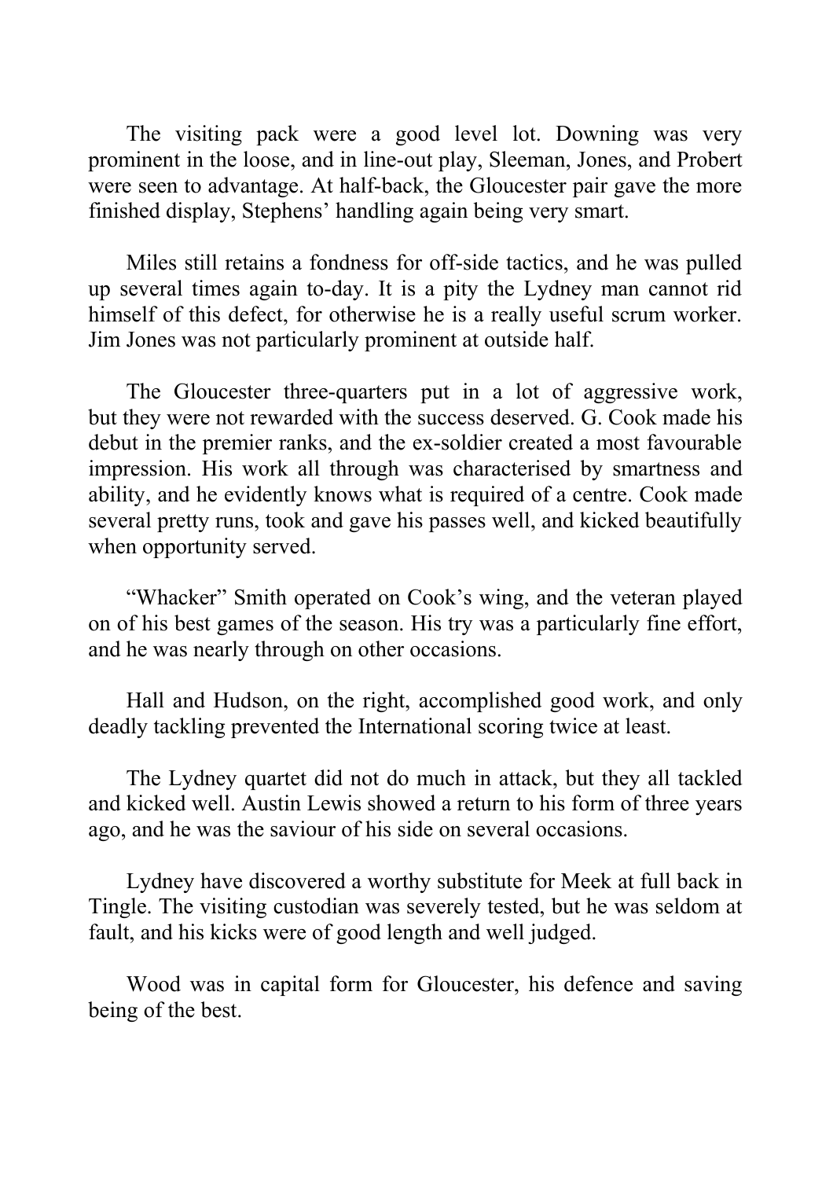The visiting pack were a good level lot. Downing was very prominent in the loose, and in line-out play, Sleeman, Jones, and Probert were seen to advantage. At half-back, the Gloucester pair gave the more finished display, Stephens' handling again being very smart.

Miles still retains a fondness for off-side tactics, and he was pulled up several times again to-day. It is a pity the Lydney man cannot rid himself of this defect, for otherwise he is a really useful scrum worker. Jim Jones was not particularly prominent at outside half.

The Gloucester three-quarters put in a lot of aggressive work, but they were not rewarded with the success deserved. G. Cook made his debut in the premier ranks, and the ex-soldier created a most favourable impression. His work all through was characterised by smartness and ability, and he evidently knows what is required of a centre. Cook made several pretty runs, took and gave his passes well, and kicked beautifully when opportunity served.

"Whacker" Smith operated on Cook's wing, and the veteran played on of his best games of the season. His try was a particularly fine effort, and he was nearly through on other occasions.

Hall and Hudson, on the right, accomplished good work, and only deadly tackling prevented the International scoring twice at least.

The Lydney quartet did not do much in attack, but they all tackled and kicked well. Austin Lewis showed a return to his form of three years ago, and he was the saviour of his side on several occasions.

Lydney have discovered a worthy substitute for Meek at full back in Tingle. The visiting custodian was severely tested, but he was seldom at fault, and his kicks were of good length and well judged.

Wood was in capital form for Gloucester, his defence and saving being of the best.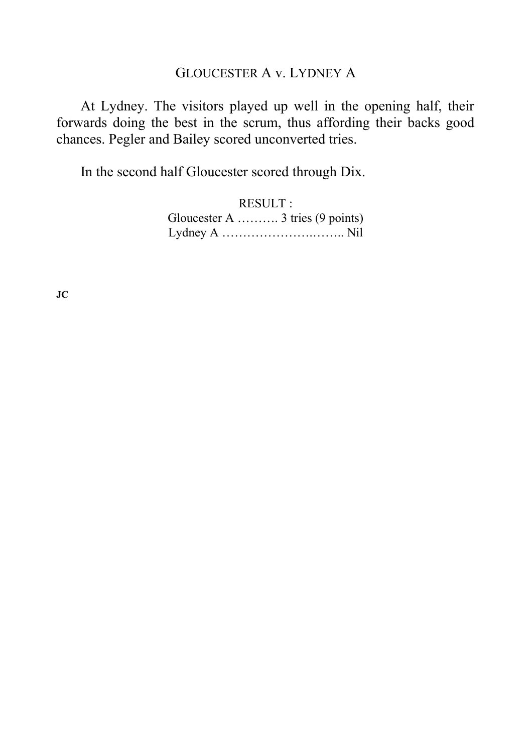## GLOUCESTER A v. LYDNEY A

At Lydney. The visitors played up well in the opening half, their forwards doing the best in the scrum, thus affording their backs good chances. Pegler and Bailey scored unconverted tries.

In the second half Gloucester scored through Dix.

RESULT :
Gloucester A ………. 3 tries (9 points)
Lydney A …………………….…….. Nil

**JC**